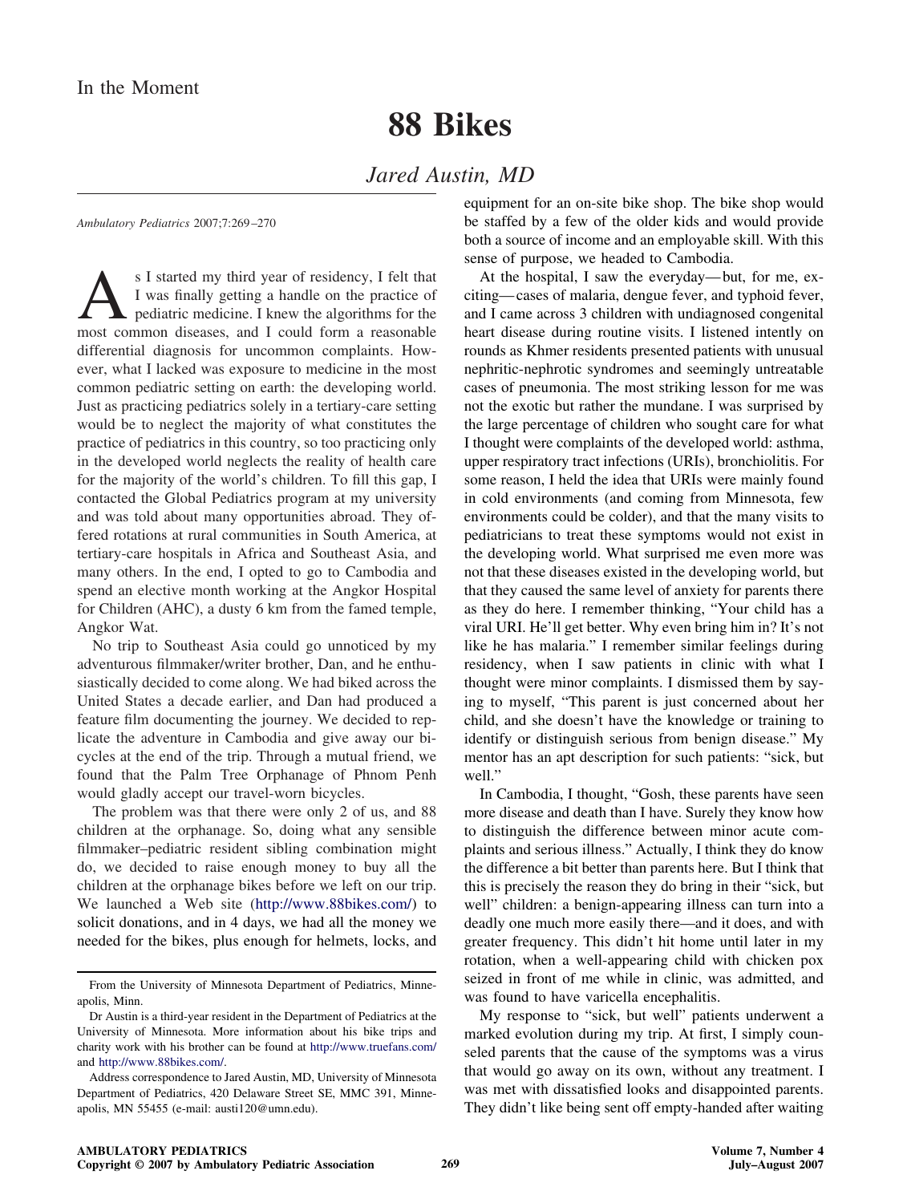In the Moment

# 88 Bikes

*Jared Austin, MD*

*Ambulatory Pediatrics* 2007;7:269–270

As I started my third year of residency, I felt that I was finally getting a handle on the practice of pediatric medicine. I knew the algorithms for the most common diseases, and I could form a reasonable differential diagnosis for uncommon complaints. However, what I lacked was exposure to medicine in the most common pediatric setting on earth: the developing world. Just as practicing pediatrics solely in a tertiary-care setting would be to neglect the majority of what constitutes the practice of pediatrics in this country, so too practicing only in the developed world neglects the reality of health care for the majority of the world's children. To fill this gap, I contacted the Global Pediatrics program at my university and was told about many opportunities abroad. They offered rotations at rural communities in South America, at tertiary-care hospitals in Africa and Southeast Asia, and many others. In the end, I opted to go to Cambodia and spend an elective month working at the Angkor Hospital for Children (AHC), a dusty 6 km from the famed temple, Angkor Wat.

No trip to Southeast Asia could go unnoticed by my adventurous filmmaker/writer brother, Dan, and he enthusiastically decided to come along. We had biked across the United States a decade earlier, and Dan had produced a feature film documenting the journey. We decided to replicate the adventure in Cambodia and give away our bicycles at the end of the trip. Through a mutual friend, we found that the Palm Tree Orphanage of Phnom Penh would gladly accept our travel-worn bicycles.

The problem was that there were only 2 of us, and 88 children at the orphanage. So, doing what any sensible filmmaker–pediatric resident sibling combination might do, we decided to raise enough money to buy all the children at the orphanage bikes before we left on our trip. We launched a Web site (http://www.88bikes.com/) to solicit donations, and in 4 days, we had all the money we needed for the bikes, plus enough for helmets, locks, and equipment for an on-site bike shop. The bike shop would be staffed by a few of the older kids and would provide both a source of income and an employable skill. With this sense of purpose, we headed to Cambodia.

At the hospital, I saw the everyday—but, for me, exciting—cases of malaria, dengue fever, and typhoid fever, and I came across 3 children with undiagnosed congenital heart disease during routine visits. I listened intently on rounds as Khmer residents presented patients with unusual nephritic-nephrotic syndromes and seemingly untreatable cases of pneumonia. The most striking lesson for me was not the exotic but rather the mundane. I was surprised by the large percentage of children who sought care for what I thought were complaints of the developed world: asthma, upper respiratory tract infections (URIs), bronchiolitis. For some reason, I held the idea that URIs were mainly found in cold environments (and coming from Minnesota, few environments could be colder), and that the many visits to pediatricians to treat these symptoms would not exist in the developing world. What surprised me even more was not that these diseases existed in the developing world, but that they caused the same level of anxiety for parents there as they do here. I remember thinking, "Your child has a viral URI. He'll get better. Why even bring him in? It's not like he has malaria." I remember similar feelings during residency, when I saw patients in clinic with what I thought were minor complaints. I dismissed them by saying to myself, "This parent is just concerned about her child, and she doesn't have the knowledge or training to identify or distinguish serious from benign disease." My mentor has an apt description for such patients: "sick, but well."

In Cambodia, I thought, "Gosh, these parents have seen more disease and death than I have. Surely they know how to distinguish the difference between minor acute complaints and serious illness." Actually, I think they do know the difference a bit better than parents here. But I think that this is precisely the reason they do bring in their "sick, but well" children: a benign-appearing illness can turn into a deadly one much more easily there—and it does, and with greater frequency. This didn't hit home until later in my rotation, when a well-appearing child with chicken pox seized in front of me while in clinic, was admitted, and was found to have varicella encephalitis.

My response to "sick, but well" patients underwent a marked evolution during my trip. At first, I simply counseled parents that the cause of the symptoms was a virus that would go away on its own, without any treatment. I was met with dissatisfied looks and disappointed parents. They didn't like being sent off empty-handed after waiting

---

From the University of Minnesota Department of Pediatrics, Minneapolis, Minn.

Dr Austin is a third-year resident in the Department of Pediatrics at the University of Minnesota. More information about his bike trips and charity work with his brother can be found at http://www.truefans.com/ and http://www.88bikes.com/.

Address correspondence to Jared Austin, MD, University of Minnesota Department of Pediatrics, 420 Delaware Street SE, MMC 391, Minneapolis, MN 55455 (e-mail: austi120@umn.edu).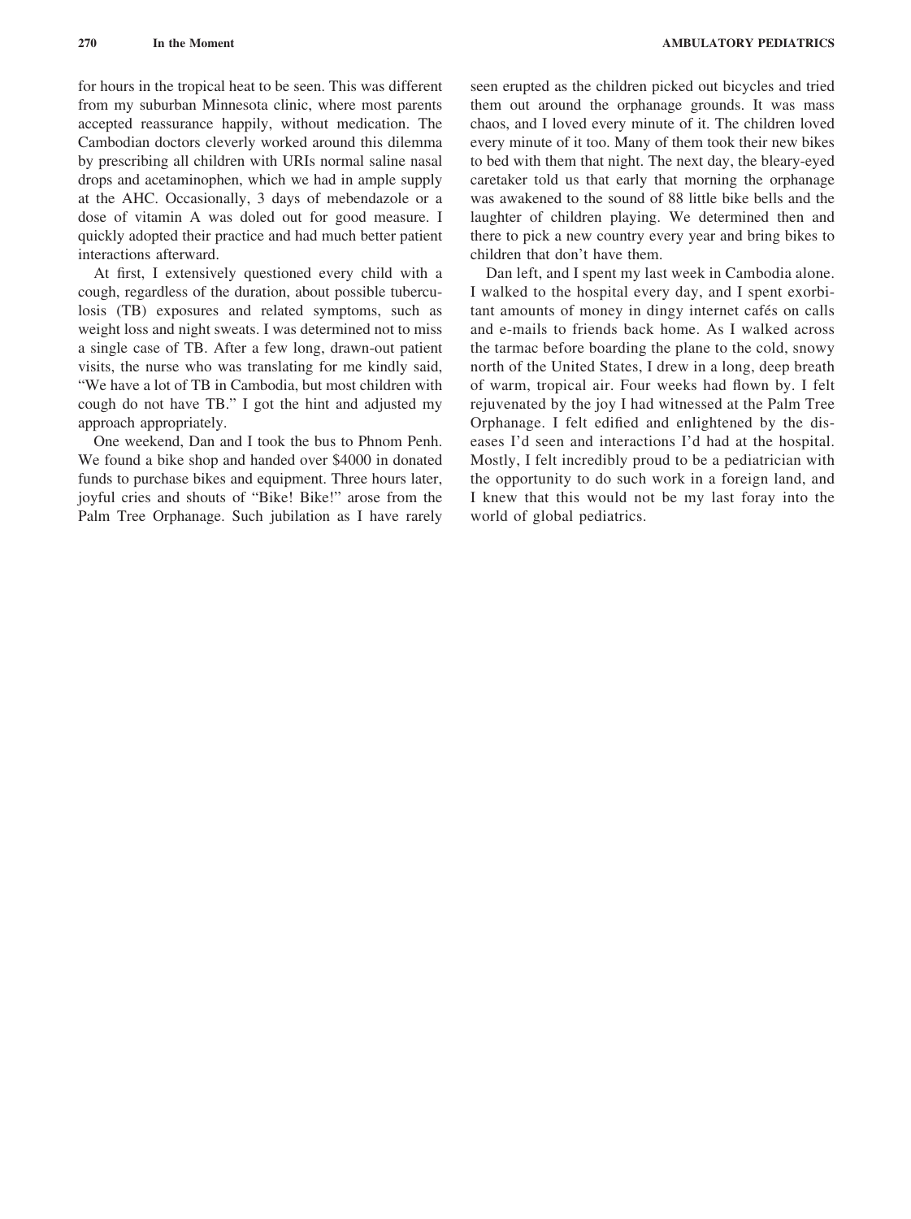for hours in the tropical heat to be seen. This was different from my suburban Minnesota clinic, where most parents accepted reassurance happily, without medication. The Cambodian doctors cleverly worked around this dilemma by prescribing all children with URIs normal saline nasal drops and acetaminophen, which we had in ample supply at the AHC. Occasionally, 3 days of mebendazole or a dose of vitamin A was doled out for good measure. I quickly adopted their practice and had much better patient interactions afterward.

At first, I extensively questioned every child with a cough, regardless of the duration, about possible tuberculosis (TB) exposures and related symptoms, such as weight loss and night sweats. I was determined not to miss a single case of TB. After a few long, drawn-out patient visits, the nurse who was translating for me kindly said, "We have a lot of TB in Cambodia, but most children with cough do not have TB." I got the hint and adjusted my approach appropriately.

One weekend, Dan and I took the bus to Phnom Penh. We found a bike shop and handed over $4000 in donated funds to purchase bikes and equipment. Three hours later, joyful cries and shouts of "Bike! Bike!" arose from the Palm Tree Orphanage. Such jubilation as I have rarely seen erupted as the children picked out bicycles and tried them out around the orphanage grounds. It was mass chaos, and I loved every minute of it. The children loved every minute of it too. Many of them took their new bikes to bed with them that night. The next day, the bleary-eyed caretaker told us that early that morning the orphanage was awakened to the sound of 88 little bike bells and the laughter of children playing. We determined then and there to pick a new country every year and bring bikes to children that don't have them.

Dan left, and I spent my last week in Cambodia alone. I walked to the hospital every day, and I spent exorbitant amounts of money in dingy internet cafés on calls and e-mails to friends back home. As I walked across the tarmac before boarding the plane to the cold, snowy north of the United States, I drew in a long, deep breath of warm, tropical air. Four weeks had flown by. I felt rejuvenated by the joy I had witnessed at the Palm Tree Orphanage. I felt edified and enlightened by the diseases I'd seen and interactions I'd had at the hospital. Mostly, I felt incredibly proud to be a pediatrician with the opportunity to do such work in a foreign land, and I knew that this would not be my last foray into the world of global pediatrics.